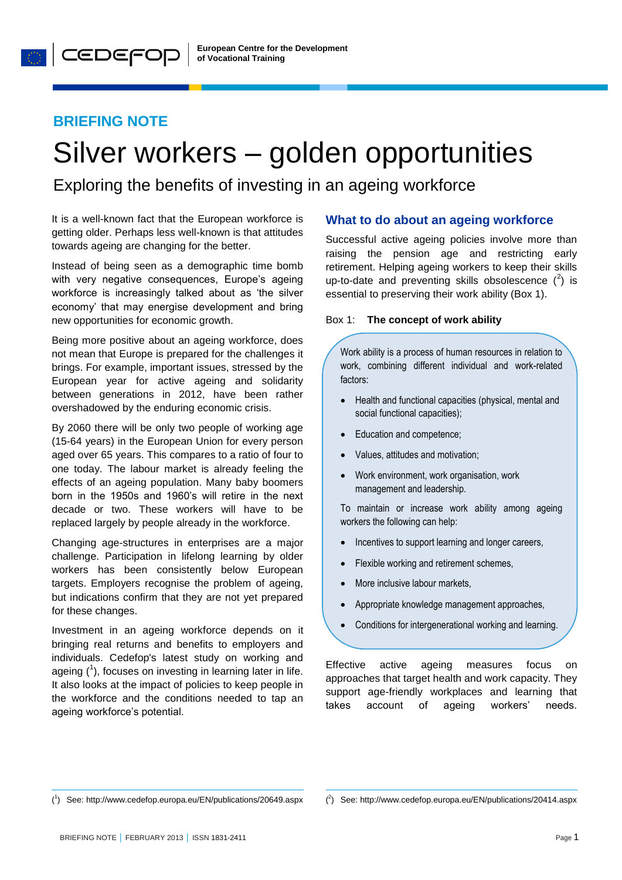**BRIEFING NOTE**

# Silver workers – golden opportunities

## Exploring the benefits of investing in an ageing workforce

It is a well-known fact that the European workforce is getting older. Perhaps less well-known is that attitudes towards ageing are changing for the better.

Instead of being seen as a demographic time bomb with very negative consequences, Europe's ageing workforce is increasingly talked about as 'the silver economy' that may energise development and bring new opportunities for economic growth.

Being more positive about an ageing workforce, does not mean that Europe is prepared for the challenges it brings. For example, important issues, stressed by the European year for active ageing and solidarity between generations in 2012, have been rather overshadowed by the enduring economic crisis.

By 2060 there will be only two people of working age (15-64 years) in the European Union for every person aged over 65 years. This compares to a ratio of four to one today. The labour market is already feeling the effects of an ageing population. Many baby boomers born in the 1950s and 1960's will retire in the next decade or two. These workers will have to be replaced largely by people already in the workforce.

Changing age-structures in enterprises are a major challenge. Participation in lifelong learning by older workers has been consistently below European targets. Employers recognise the problem of ageing, but indications confirm that they are not yet prepared for these changes.

Investment in an ageing workforce depends on it bringing real returns and benefits to employers and individuals. Cedefop's latest study on working and ageing ([1]), focuses on investing in learning later in life. It also looks at the impact of policies to keep people in the workforce and the conditions needed to tap an ageing workforce's potential.

### What to do about an ageing workforce

Successful active ageing policies involve more than raising the pension age and restricting early retirement. Helping ageing workers to keep their skills up-to-date and preventing skills obsolescence ([2]) is essential to preserving their work ability (Box 1).

Box 1: **The concept of work ability**

Work ability is a process of human resources in relation to work, combining different individual and work-related factors:

- Health and functional capacities (physical, mental and social functional capacities);
- Education and competence;
- Values, attitudes and motivation;
- Work environment, work organisation, work management and leadership.

To maintain or increase work ability among ageing workers the following can help:

- Incentives to support learning and longer careers,
- Flexible working and retirement schemes,
- More inclusive labour markets,
- Appropriate knowledge management approaches,
- Conditions for intergenerational working and learning.

Effective active ageing measures focus on approaches that target health and work capacity. They support age-friendly workplaces and learning that takes account of ageing workers' needs.

([1]) See: http://www.cedefop.europa.eu/EN/publications/20649.aspx

([2]) See: http://www.cedefop.europa.eu/EN/publications/20414.aspx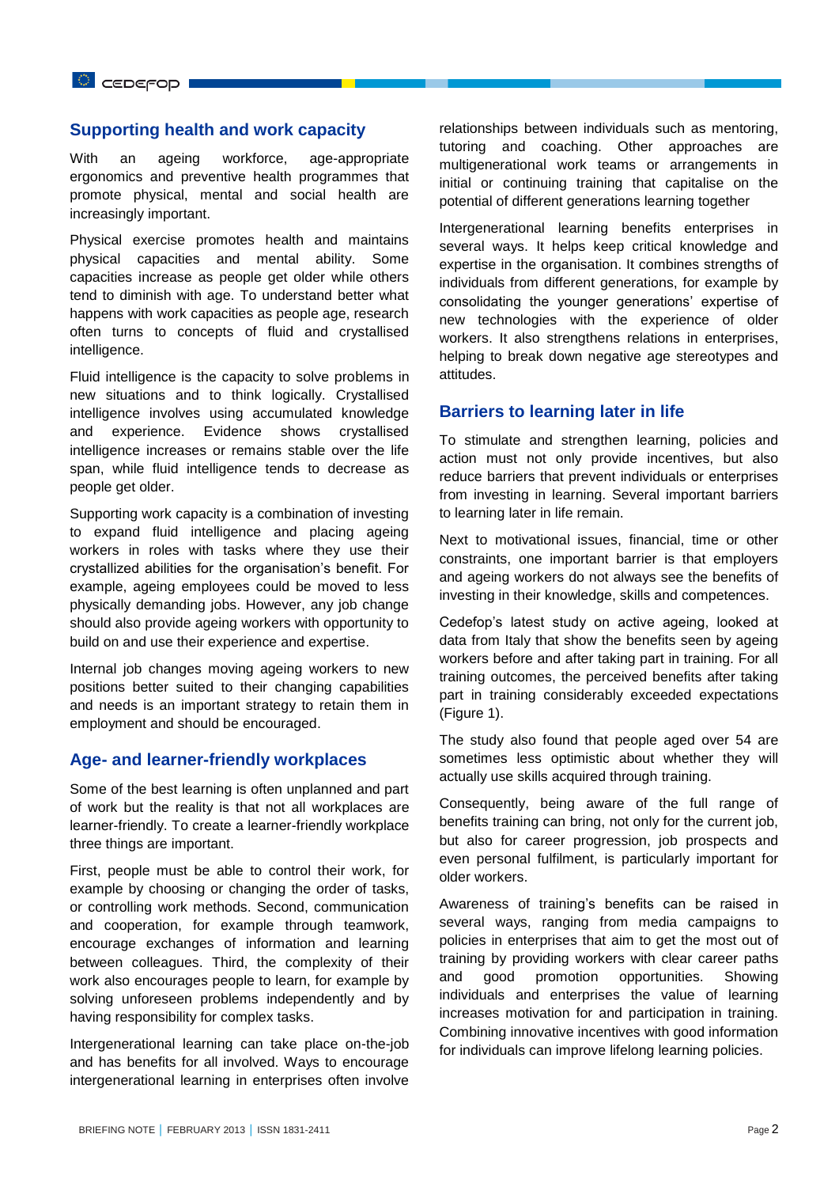## Supporting health and work capacity

With an ageing workforce, age-appropriate ergonomics and preventive health programmes that promote physical, mental and social health are increasingly important.

Physical exercise promotes health and maintains physical capacities and mental ability. Some capacities increase as people get older while others tend to diminish with age. To understand better what happens with work capacities as people age, research often turns to concepts of fluid and crystallised intelligence.

Fluid intelligence is the capacity to solve problems in new situations and to think logically. Crystallised intelligence involves using accumulated knowledge and experience. Evidence shows crystallised intelligence increases or remains stable over the life span, while fluid intelligence tends to decrease as people get older.

Supporting work capacity is a combination of investing to expand fluid intelligence and placing ageing workers in roles with tasks where they use their crystallized abilities for the organisation's benefit. For example, ageing employees could be moved to less physically demanding jobs. However, any job change should also provide ageing workers with opportunity to build on and use their experience and expertise.

Internal job changes moving ageing workers to new positions better suited to their changing capabilities and needs is an important strategy to retain them in employment and should be encouraged.

## Age- and learner-friendly workplaces

Some of the best learning is often unplanned and part of work but the reality is that not all workplaces are learner-friendly. To create a learner-friendly workplace three things are important.

First, people must be able to control their work, for example by choosing or changing the order of tasks, or controlling work methods. Second, communication and cooperation, for example through teamwork, encourage exchanges of information and learning between colleagues. Third, the complexity of their work also encourages people to learn, for example by solving unforeseen problems independently and by having responsibility for complex tasks.

Intergenerational learning can take place on-the-job and has benefits for all involved. Ways to encourage intergenerational learning in enterprises often involve relationships between individuals such as mentoring, tutoring and coaching. Other approaches are multigenerational work teams or arrangements in initial or continuing training that capitalise on the potential of different generations learning together

Intergenerational learning benefits enterprises in several ways. It helps keep critical knowledge and expertise in the organisation. It combines strengths of individuals from different generations, for example by consolidating the younger generations' expertise of new technologies with the experience of older workers. It also strengthens relations in enterprises, helping to break down negative age stereotypes and attitudes.

## Barriers to learning later in life

To stimulate and strengthen learning, policies and action must not only provide incentives, but also reduce barriers that prevent individuals or enterprises from investing in learning. Several important barriers to learning later in life remain.

Next to motivational issues, financial, time or other constraints, one important barrier is that employers and ageing workers do not always see the benefits of investing in their knowledge, skills and competences.

Cedefop's latest study on active ageing, looked at data from Italy that show the benefits seen by ageing workers before and after taking part in training. For all training outcomes, the perceived benefits after taking part in training considerably exceeded expectations (Figure 1).

The study also found that people aged over 54 are sometimes less optimistic about whether they will actually use skills acquired through training.

Consequently, being aware of the full range of benefits training can bring, not only for the current job, but also for career progression, job prospects and even personal fulfilment, is particularly important for older workers.

Awareness of training's benefits can be raised in several ways, ranging from media campaigns to policies in enterprises that aim to get the most out of training by providing workers with clear career paths and good promotion opportunities. Showing individuals and enterprises the value of learning increases motivation for and participation in training. Combining innovative incentives with good information for individuals can improve lifelong learning policies.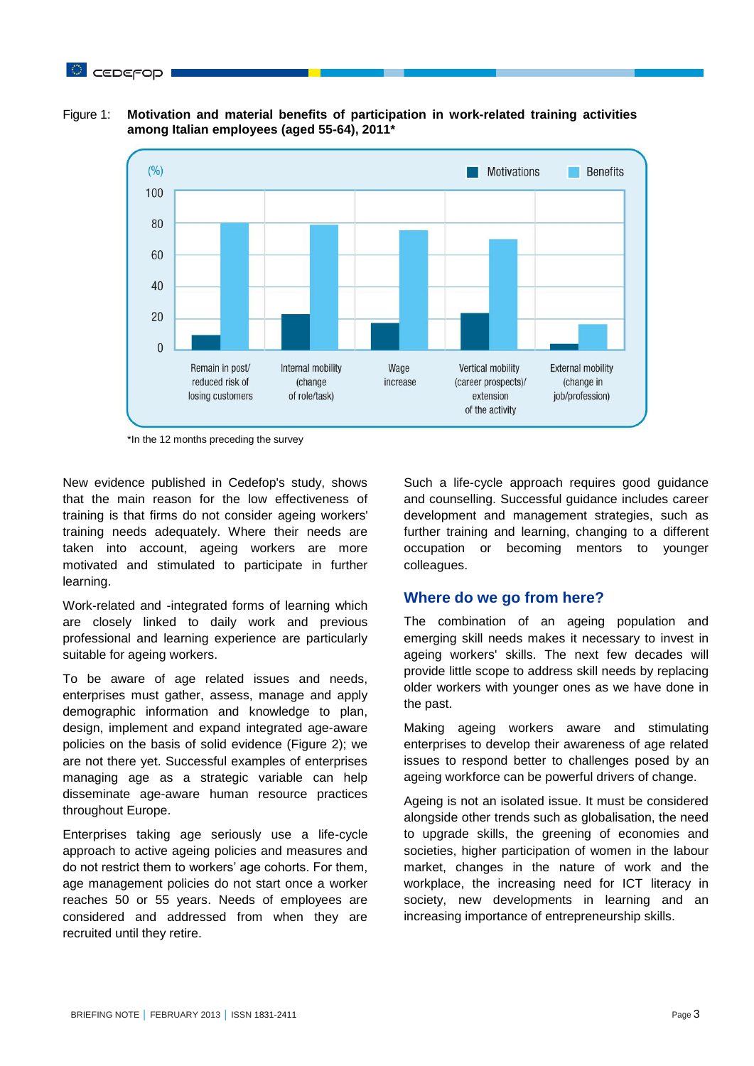Figure 1: **Motivation and material benefits of participation in work-related training activities among Italian employees (aged 55-64), 2011***

(%)

Motivations

Benefits

100

80

60

40

20

0

Remain in post/ reduced risk of losing customers

Internal mobility (change of role/task)

Wage increase

Vertical mobility (career prospects)/ extension of the activity

External mobility (change in job/profession)

*In the 12 months preceding the survey

New evidence published in Cedefop's study, shows that the main reason for the low effectiveness of training is that firms do not consider ageing workers' training needs adequately. Where their needs are taken into account, ageing workers are more motivated and stimulated to participate in further learning.

Work-related and -integrated forms of learning which are closely linked to daily work and previous professional and learning experience are particularly suitable for ageing workers.

To be aware of age related issues and needs, enterprises must gather, assess, manage and apply demographic information and knowledge to plan, design, implement and expand integrated age-aware policies on the basis of solid evidence (Figure 2); we are not there yet. Successful examples of enterprises managing age as a strategic variable can help disseminate age-aware human resource practices throughout Europe.

Enterprises taking age seriously use a life-cycle approach to active ageing policies and measures and do not restrict them to workers' age cohorts. For them, age management policies do not start once a worker reaches 50 or 55 years. Needs of employees are considered and addressed from when they are recruited until they retire.

Such a life-cycle approach requires good guidance and counselling. Successful guidance includes career development and management strategies, such as further training and learning, changing to a different occupation or becoming mentors to younger colleagues.

## Where do we go from here?

The combination of an ageing population and emerging skill needs makes it necessary to invest in ageing workers' skills. The next few decades will provide little scope to address skill needs by replacing older workers with younger ones as we have done in the past.

Making ageing workers aware and stimulating enterprises to develop their awareness of age related issues to respond better to challenges posed by an ageing workforce can be powerful drivers of change.

Ageing is not an isolated issue. It must be considered alongside other trends such as globalisation, the need to upgrade skills, the greening of economies and societies, higher participation of women in the labour market, changes in the nature of work and the workplace, the increasing need for ICT literacy in society, new developments in learning and an increasing importance of entrepreneurship skills.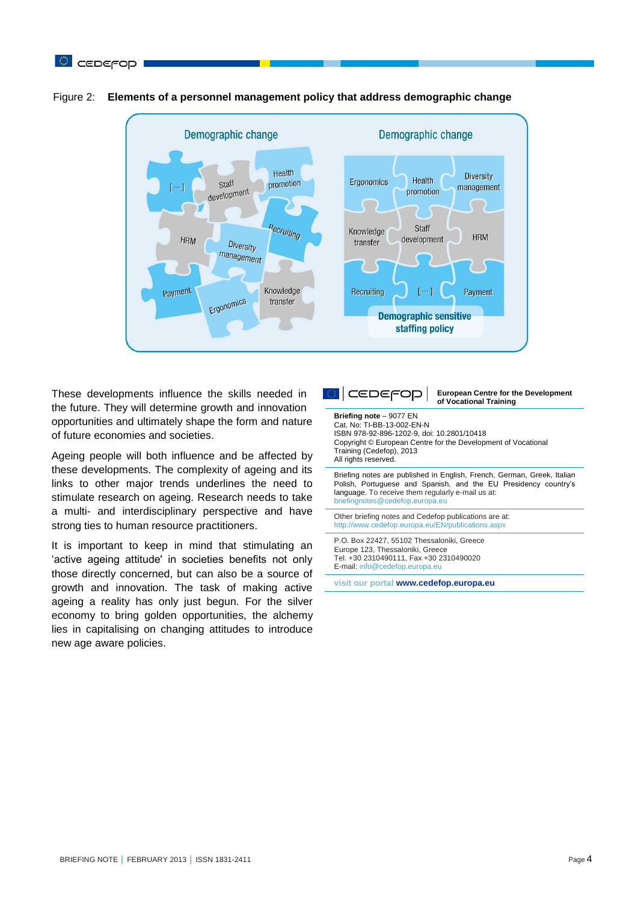Figure 2: **Elements of a personnel management policy that address demographic change**

Demographic change

[ ··· ]
Staff development
Health promotion
Recruiting
HRM
Diversity management
Payment
Ergonomics
Knowledge transfer

Demographic change

Ergonomics
Health promotion
Diversity management
Knowledge transfer
Staff development
HRM
Recruiting
[ ··· ]
Payment
Demographic sensitive staffing policy

These developments influence the skills needed in the future. They will determine growth and innovation opportunities and ultimately shape the form and nature of future economies and societies.

Ageing people will both influence and be affected by these developments. The complexity of ageing and its links to other major trends underlines the need to stimulate research on ageing. Research needs to take a multi- and interdisciplinary perspective and have strong ties to human resource practitioners.

It is important to keep in mind that stimulating an 'active ageing attitude' in societies benefits not only those directly concerned, but can also be a source of growth and innovation. The task of making active ageing a reality has only just begun. For the silver economy to bring golden opportunities, the alchemy lies in capitalising on changing attitudes to introduce new age aware policies.

CEDEFOP **European Centre for the Development of Vocational Training**

**Briefing note** – 9077 EN
Cat. No: TI-BB-13-002-EN-N
ISBN 978-92-896-1202-9, doi: 10.2801/10418
Copyright © European Centre for the Development of Vocational Training (Cedefop), 2013
All rights reserved.

Briefing notes are published in English, French, German, Greek, Italian Polish, Portuguese and Spanish, and the EU Presidency country's language. To receive them regularly e-mail us at:
briefingnotes@cedefop.europa.eu

Other briefing notes and Cedefop publications are at:
http://www.cedefop.europa.eu/EN/publications.aspx

P.O. Box 22427, 55102 Thessaloniki, Greece
Europe 123, Thessaloniki, Greece
Tel. +30 2310490111, Fax +30 2310490020
E-mail: info@cedefop.europa.eu

visit our portal **www.cedefop.europa.eu**